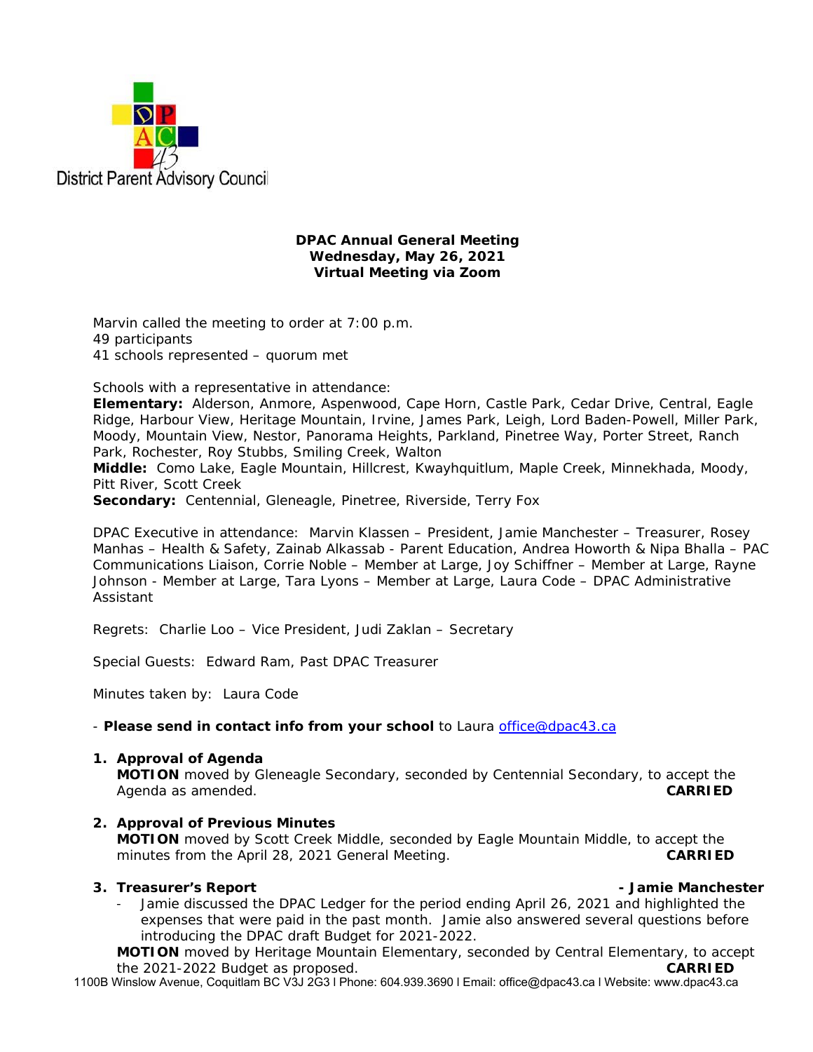District Parent Advisory Council

**DPAC Annual General Meeting**
**Wednesday, May 26, 2021**
**Virtual Meeting via Zoom**

Marvin called the meeting to order at 7:00 p.m.
49 participants
41 schools represented – quorum met

Schools with a representative in attendance:
**Elementary:** Alderson, Anmore, Aspenwood, Cape Horn, Castle Park, Cedar Drive, Central, Eagle Ridge, Harbour View, Heritage Mountain, Irvine, James Park, Leigh, Lord Baden-Powell, Miller Park, Moody, Mountain View, Nestor, Panorama Heights, Parkland, Pinetree Way, Porter Street, Ranch Park, Rochester, Roy Stubbs, Smiling Creek, Walton
**Middle:** Como Lake, Eagle Mountain, Hillcrest, Kwayhquitlum, Maple Creek, Minnekhada, Moody, Pitt River, Scott Creek
**Secondary:** Centennial, Gleneagle, Pinetree, Riverside, Terry Fox

DPAC Executive in attendance: Marvin Klassen – President, Jamie Manchester – Treasurer, Rosey Manhas – Health & Safety, Zainab Alkassab - Parent Education, Andrea Howorth & Nipa Bhalla – PAC Communications Liaison, Corrie Noble – Member at Large, Joy Schiffner – Member at Large, Rayne Johnson - Member at Large, Tara Lyons – Member at Large, Laura Code – DPAC Administrative Assistant

Regrets: Charlie Loo – Vice President, Judi Zaklan – Secretary

Special Guests: Edward Ram, Past DPAC Treasurer

Minutes taken by: Laura Code

- **Please send in contact info from your school** to Laura office@dpac43.ca

1. **Approval of Agenda**
   **MOTION** moved by Gleneagle Secondary, seconded by Centennial Secondary, to accept the Agenda as amended. **CARRIED**

2. **Approval of Previous Minutes**
   **MOTION** moved by Scott Creek Middle, seconded by Eagle Mountain Middle, to accept the minutes from the April 28, 2021 General Meeting. **CARRIED**

3. **Treasurer's Report** **- Jamie Manchester**
   - Jamie discussed the DPAC Ledger for the period ending April 26, 2021 and highlighted the expenses that were paid in the past month. Jamie also answered several questions before introducing the DPAC draft Budget for 2021-2022.

   **MOTION** moved by Heritage Mountain Elementary, seconded by Central Elementary, to accept the 2021-2022 Budget as proposed. **CARRIED**

1100B Winslow Avenue, Coquitlam BC V3J 2G3 I Phone: 604.939.3690 I Email: office@dpac43.ca I Website: www.dpac43.ca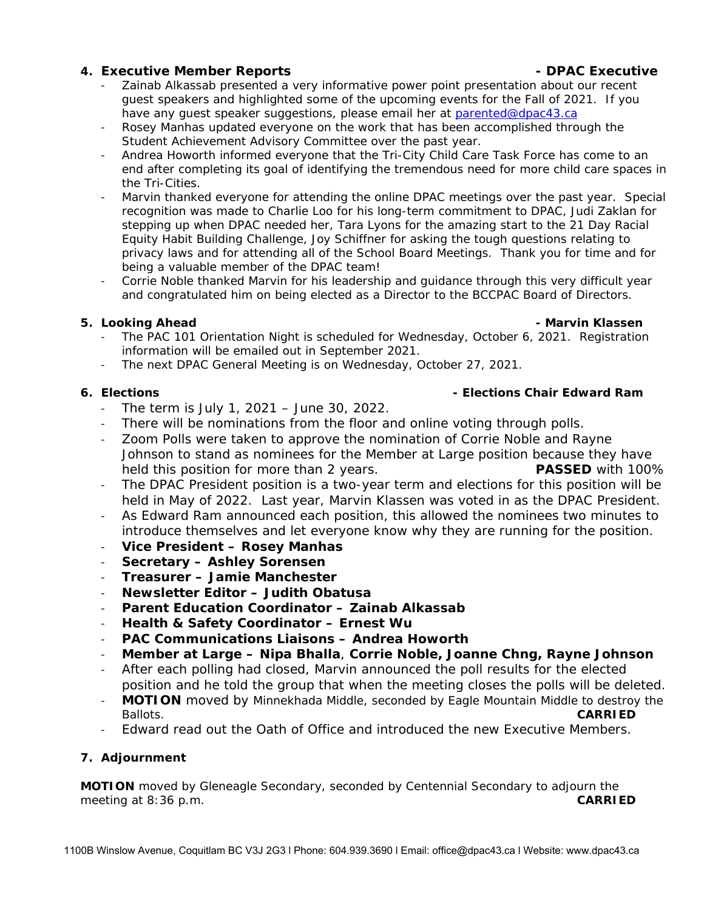**4. Executive Member Reports - DPAC Executive**

- Zainab Alkassab presented a very informative power point presentation about our recent guest speakers and highlighted some of the upcoming events for the Fall of 2021. If you have any guest speaker suggestions, please email her at parented@dpac43.ca
- Rosey Manhas updated everyone on the work that has been accomplished through the Student Achievement Advisory Committee over the past year.
- Andrea Howorth informed everyone that the Tri-City Child Care Task Force has come to an end after completing its goal of identifying the tremendous need for more child care spaces in the Tri-Cities.
- Marvin thanked everyone for attending the online DPAC meetings over the past year. Special recognition was made to Charlie Loo for his long-term commitment to DPAC, Judi Zaklan for stepping up when DPAC needed her, Tara Lyons for the amazing start to the 21 Day Racial Equity Habit Building Challenge, Joy Schiffner for asking the tough questions relating to privacy laws and for attending all of the School Board Meetings. Thank you for time and for being a valuable member of the DPAC team!
- Corrie Noble thanked Marvin for his leadership and guidance through this very difficult year and congratulated him on being elected as a Director to the BCCPAC Board of Directors.

**5. Looking Ahead - Marvin Klassen**

- The PAC 101 Orientation Night is scheduled for Wednesday, October 6, 2021. Registration information will be emailed out in September 2021.
- The next DPAC General Meeting is on Wednesday, October 27, 2021.

**6. Elections - Elections Chair Edward Ram**

- The term is July 1, 2021 – June 30, 2022.
- There will be nominations from the floor and online voting through polls.
- Zoom Polls were taken to approve the nomination of Corrie Noble and Rayne Johnson to stand as nominees for the Member at Large position because they have held this position for more than 2 years. **PASSED** with 100%
- The DPAC President position is a two-year term and elections for this position will be held in May of 2022. Last year, Marvin Klassen was voted in as the DPAC President.
- As Edward Ram announced each position, this allowed the nominees two minutes to introduce themselves and let everyone know why they are running for the position.
- **Vice President – Rosey Manhas**
- **Secretary – Ashley Sorensen**
- **Treasurer – Jamie Manchester**
- **Newsletter Editor – Judith Obatusa**
- **Parent Education Coordinator – Zainab Alkassab**
- **Health & Safety Coordinator – Ernest Wu**
- **PAC Communications Liaisons – Andrea Howorth**
- **Member at Large – Nipa Bhalla**, **Corrie Noble, Joanne Chng, Rayne Johnson**
- After each polling had closed, Marvin announced the poll results for the elected position and he told the group that when the meeting closes the polls will be deleted.
- **MOTION** moved by Minnekhada Middle, seconded by Eagle Mountain Middle to destroy the Ballots. **CARRIED**
- Edward read out the Oath of Office and introduced the new Executive Members.

**7. Adjournment**

**MOTION** moved by Gleneagle Secondary, seconded by Centennial Secondary to adjourn the meeting at 8:36 p.m. **CARRIED**